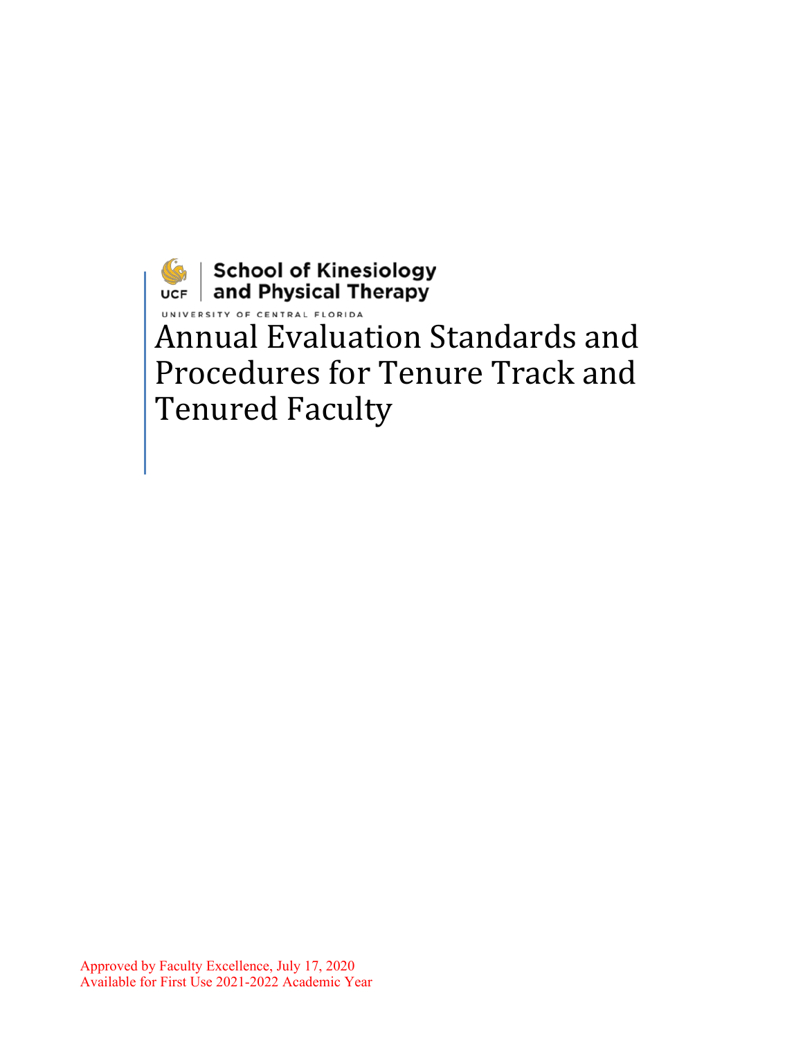UCF | School of Kinesiology and Physical Therapy

UNIVERSITY OF CENTRAL FLORIDA

# Annual Evaluation Standards and Procedures for Tenure Track and Tenured Faculty

Approved by Faculty Excellence, July 17, 2020
Available for First Use 2021-2022 Academic Year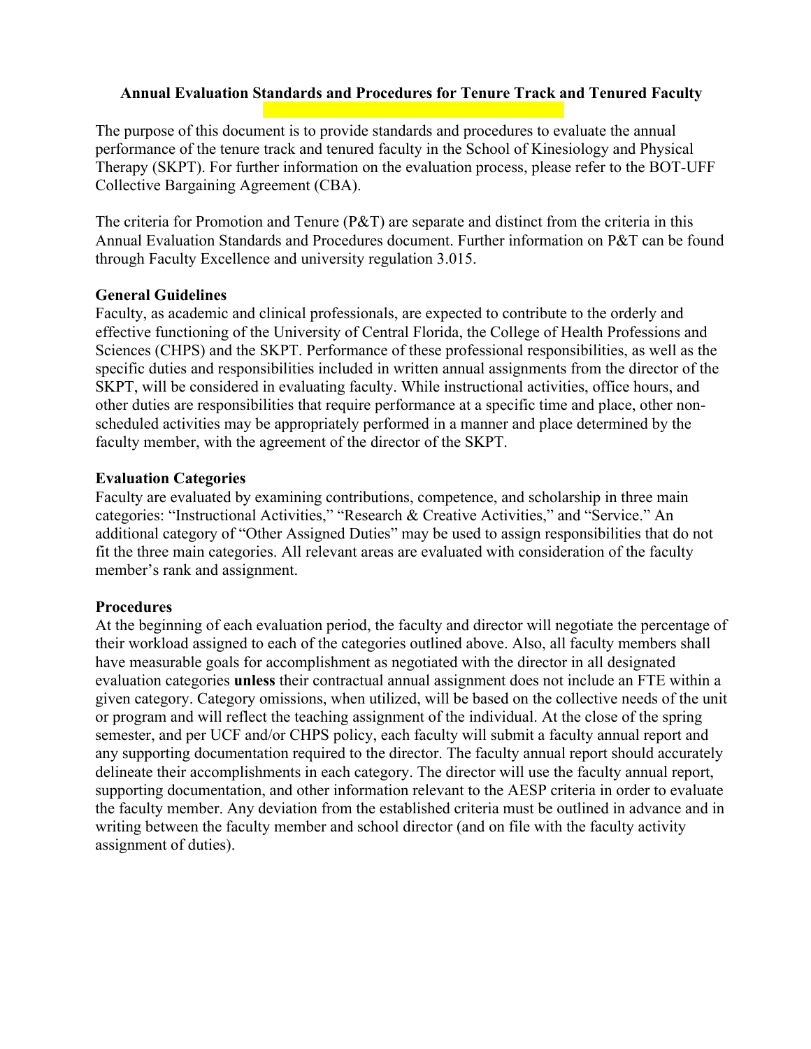**Annual Evaluation Standards and Procedures for Tenure Track and Tenured Faculty**

The purpose of this document is to provide standards and procedures to evaluate the annual performance of the tenure track and tenured faculty in the School of Kinesiology and Physical Therapy (SKPT). For further information on the evaluation process, please refer to the BOT-UFF Collective Bargaining Agreement (CBA).

The criteria for Promotion and Tenure (P&T) are separate and distinct from the criteria in this Annual Evaluation Standards and Procedures document. Further information on P&T can be found through Faculty Excellence and university regulation 3.015.

**General Guidelines**

Faculty, as academic and clinical professionals, are expected to contribute to the orderly and effective functioning of the University of Central Florida, the College of Health Professions and Sciences (CHPS) and the SKPT. Performance of these professional responsibilities, as well as the specific duties and responsibilities included in written annual assignments from the director of the SKPT, will be considered in evaluating faculty. While instructional activities, office hours, and other duties are responsibilities that require performance at a specific time and place, other non-scheduled activities may be appropriately performed in a manner and place determined by the faculty member, with the agreement of the director of the SKPT.

**Evaluation Categories**

Faculty are evaluated by examining contributions, competence, and scholarship in three main categories: "Instructional Activities," "Research & Creative Activities," and "Service." An additional category of "Other Assigned Duties" may be used to assign responsibilities that do not fit the three main categories. All relevant areas are evaluated with consideration of the faculty member's rank and assignment.

**Procedures**

At the beginning of each evaluation period, the faculty and director will negotiate the percentage of their workload assigned to each of the categories outlined above. Also, all faculty members shall have measurable goals for accomplishment as negotiated with the director in all designated evaluation categories **unless** their contractual annual assignment does not include an FTE within a given category. Category omissions, when utilized, will be based on the collective needs of the unit or program and will reflect the teaching assignment of the individual. At the close of the spring semester, and per UCF and/or CHPS policy, each faculty will submit a faculty annual report and any supporting documentation required to the director. The faculty annual report should accurately delineate their accomplishments in each category. The director will use the faculty annual report, supporting documentation, and other information relevant to the AESP criteria in order to evaluate the faculty member. Any deviation from the established criteria must be outlined in advance and in writing between the faculty member and school director (and on file with the faculty activity assignment of duties).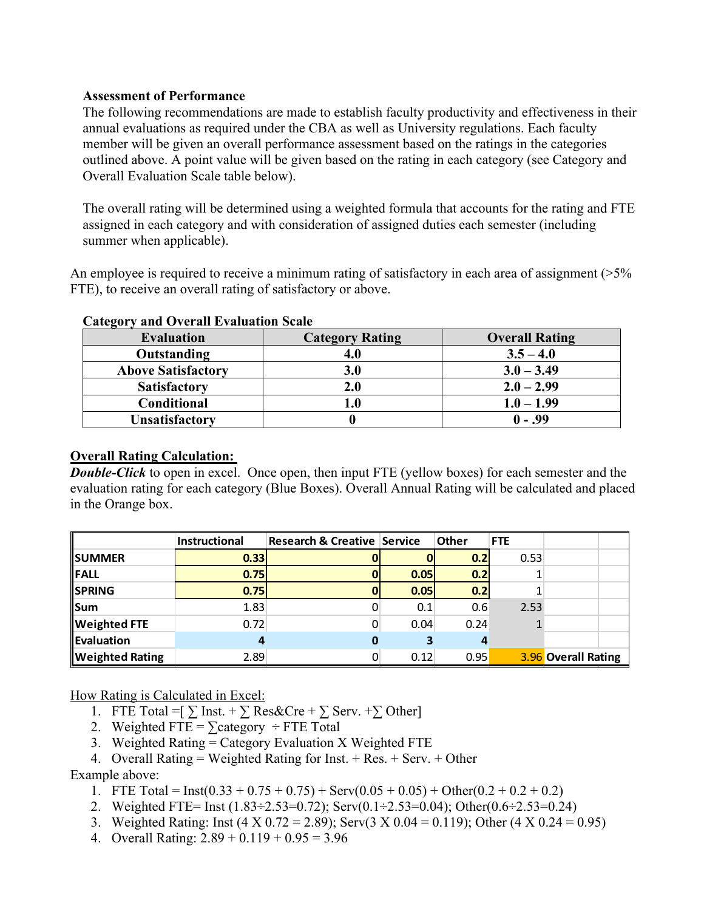**Assessment of Performance**

The following recommendations are made to establish faculty productivity and effectiveness in their annual evaluations as required under the CBA as well as University regulations. Each faculty member will be given an overall performance assessment based on the ratings in the categories outlined above. A point value will be given based on the rating in each category (see Category and Overall Evaluation Scale table below).

The overall rating will be determined using a weighted formula that accounts for the rating and FTE assigned in each category and with consideration of assigned duties each semester (including summer when applicable).

An employee is required to receive a minimum rating of satisfactory in each area of assignment (>5% FTE), to receive an overall rating of satisfactory or above.

**Category and Overall Evaluation Scale**

| Evaluation | Category Rating | Overall Rating |
|---|---|---|
| Outstanding | 4.0 | 3.5 – 4.0 |
| Above Satisfactory | 3.0 | 3.0 – 3.49 |
| Satisfactory | 2.0 | 2.0 – 2.99 |
| Conditional | 1.0 | 1.0 – 1.99 |
| Unsatisfactory | 0 | 0 - .99 |

**Overall Rating Calculation:**

***Double-Click*** to open in excel. Once open, then input FTE (yellow boxes) for each semester and the evaluation rating for each category (Blue Boxes). Overall Annual Rating will be calculated and placed in the Orange box.

| | Instructional | Research & Creative | Service | Other | FTE | |
|---|---|---|---|---|---|---|
| SUMMER | 0.33 | 0 | 0 | 0.2 | 0.53 | |
| FALL | 0.75 | 0 | 0.05 | 0.2 | 1 | |
| SPRING | 0.75 | 0 | 0.05 | 0.2 | 1 | |
| Sum | 1.83 | 0 | 0.1 | 0.6 | 2.53 | |
| Weighted FTE | 0.72 | 0 | 0.04 | 0.24 | 1 | |
| Evaluation | 4 | 0 | 3 | 4 | | |
| Weighted Rating | 2.89 | 0 | 0.12 | 0.95 | 3.96 | Overall Rating |

How Rating is Calculated in Excel:

1. FTE Total =[ ∑ Inst. + ∑ Res&Cre + ∑ Serv. +∑ Other]
2. Weighted FTE = ∑category ÷ FTE Total
3. Weighted Rating = Category Evaluation X Weighted FTE
4. Overall Rating = Weighted Rating for Inst. + Res. + Serv. + Other

Example above:

1. FTE Total = Inst(0.33 + 0.75 + 0.75) + Serv(0.05 + 0.05) + Other(0.2 + 0.2 + 0.2)
2. Weighted FTE= Inst (1.83÷2.53=0.72); Serv(0.1÷2.53=0.04); Other(0.6÷2.53=0.24)
3. Weighted Rating: Inst (4 X 0.72 = 2.89); Serv(3 X 0.04 = 0.119); Other (4 X 0.24 = 0.95)
4. Overall Rating: 2.89 + 0.119 + 0.95 = 3.96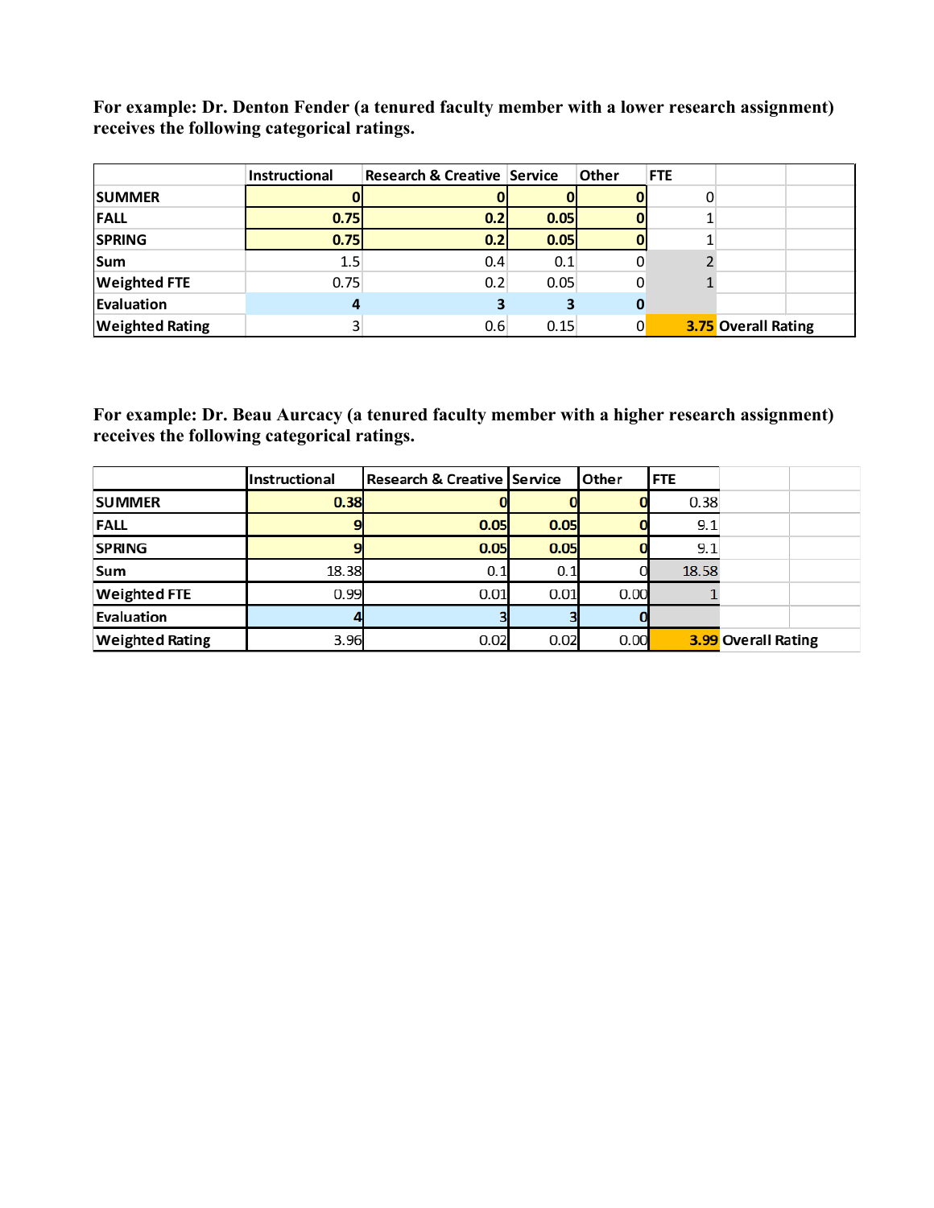**For example: Dr. Denton Fender (a tenured faculty member with a lower research assignment) receives the following categorical ratings.**

| | Instructional | Research & Creative | Service | Other | FTE | | |
|---|---|---|---|---|---|---|---|
| SUMMER | 0 | 0 | 0 | 0 | 0 | | |
| FALL | 0.75 | 0.2 | 0.05 | 0 | 1 | | |
| SPRING | 0.75 | 0.2 | 0.05 | 0 | 1 | | |
| Sum | 1.5 | 0.4 | 0.1 | 0 | 2 | | |
| Weighted FTE | 0.75 | 0.2 | 0.05 | 0 | 1 | | |
| Evaluation | 4 | 3 | 3 | 0 | | | |
| Weighted Rating | 3 | 0.6 | 0.15 | 0 | 3.75 | Overall Rating | |

**For example: Dr. Beau Aurcacy (a tenured faculty member with a higher research assignment) receives the following categorical ratings.**

| | Instructional | Research & Creative | Service | Other | FTE | | |
|---|---|---|---|---|---|---|---|
| SUMMER | 0.38 | 0 | 0 | 0 | 0.38 | | |
| FALL | 9 | 0.05 | 0.05 | 0 | 9.1 | | |
| SPRING | 9 | 0.05 | 0.05 | 0 | 9.1 | | |
| Sum | 18.38 | 0.1 | 0.1 | 0 | 18.58 | | |
| Weighted FTE | 0.99 | 0.01 | 0.01 | 0.00 | 1 | | |
| Evaluation | 4 | 3 | 3 | 0 | | | |
| Weighted Rating | 3.96 | 0.02 | 0.02 | 0.00 | 3.99 | Overall Rating | |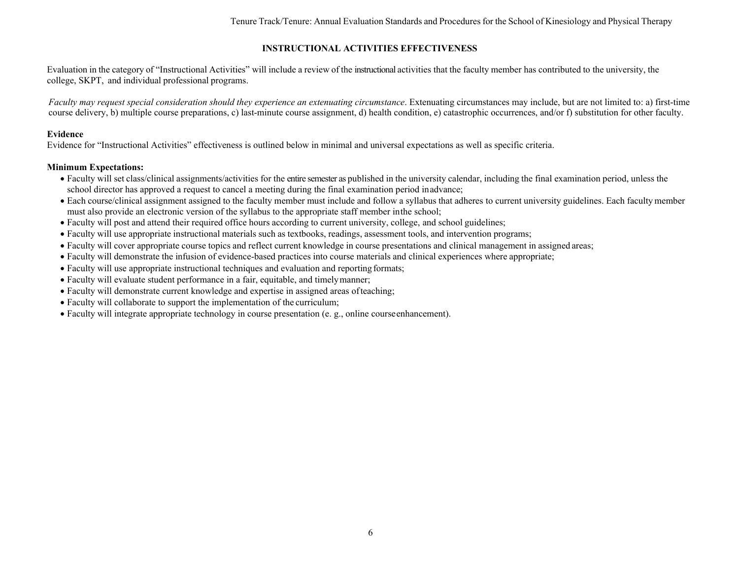## INSTRUCTIONAL ACTIVITIES EFFECTIVENESS

Evaluation in the category of "Instructional Activities" will include a review of the instructional activities that the faculty member has contributed to the university, the college, SKPT, and individual professional programs.

*Faculty may request special consideration should they experience an extenuating circumstance*. Extenuating circumstances may include, but are not limited to: a) first-time course delivery, b) multiple course preparations, c) last-minute course assignment, d) health condition, e) catastrophic occurrences, and/or f) substitution for other faculty.

**Evidence**

Evidence for "Instructional Activities" effectiveness is outlined below in minimal and universal expectations as well as specific criteria.

**Minimum Expectations:**

- Faculty will set class/clinical assignments/activities for the entire semester as published in the university calendar, including the final examination period, unless the school director has approved a request to cancel a meeting during the final examination period in advance;
- Each course/clinical assignment assigned to the faculty member must include and follow a syllabus that adheres to current university guidelines. Each faculty member must also provide an electronic version of the syllabus to the appropriate staff member in the school;
- Faculty will post and attend their required office hours according to current university, college, and school guidelines;
- Faculty will use appropriate instructional materials such as textbooks, readings, assessment tools, and intervention programs;
- Faculty will cover appropriate course topics and reflect current knowledge in course presentations and clinical management in assigned areas;
- Faculty will demonstrate the infusion of evidence-based practices into course materials and clinical experiences where appropriate;
- Faculty will use appropriate instructional techniques and evaluation and reporting formats;
- Faculty will evaluate student performance in a fair, equitable, and timely manner;
- Faculty will demonstrate current knowledge and expertise in assigned areas of teaching;
- Faculty will collaborate to support the implementation of the curriculum;
- Faculty will integrate appropriate technology in course presentation (e. g., online course enhancement).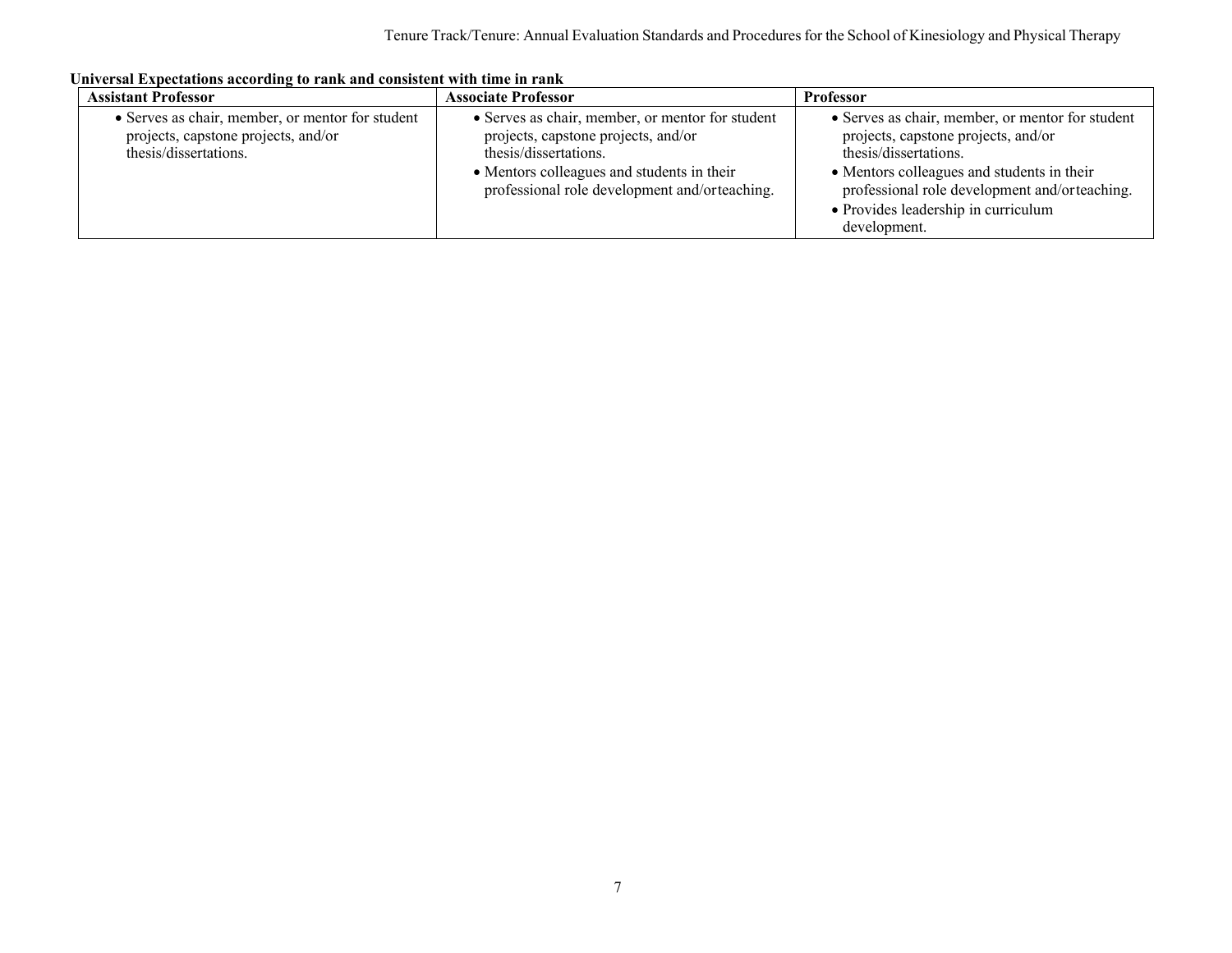**Universal Expectations according to rank and consistent with time in rank**

| Assistant Professor | Associate Professor | Professor |
|---|---|---|
| • Serves as chair, member, or mentor for student projects, capstone projects, and/or thesis/dissertations. | • Serves as chair, member, or mentor for student projects, capstone projects, and/or thesis/dissertations.<br>• Mentors colleagues and students in their professional role development and/orteaching. | • Serves as chair, member, or mentor for student projects, capstone projects, and/or thesis/dissertations.<br>• Mentors colleagues and students in their professional role development and/orteaching.<br>• Provides leadership in curriculum development. |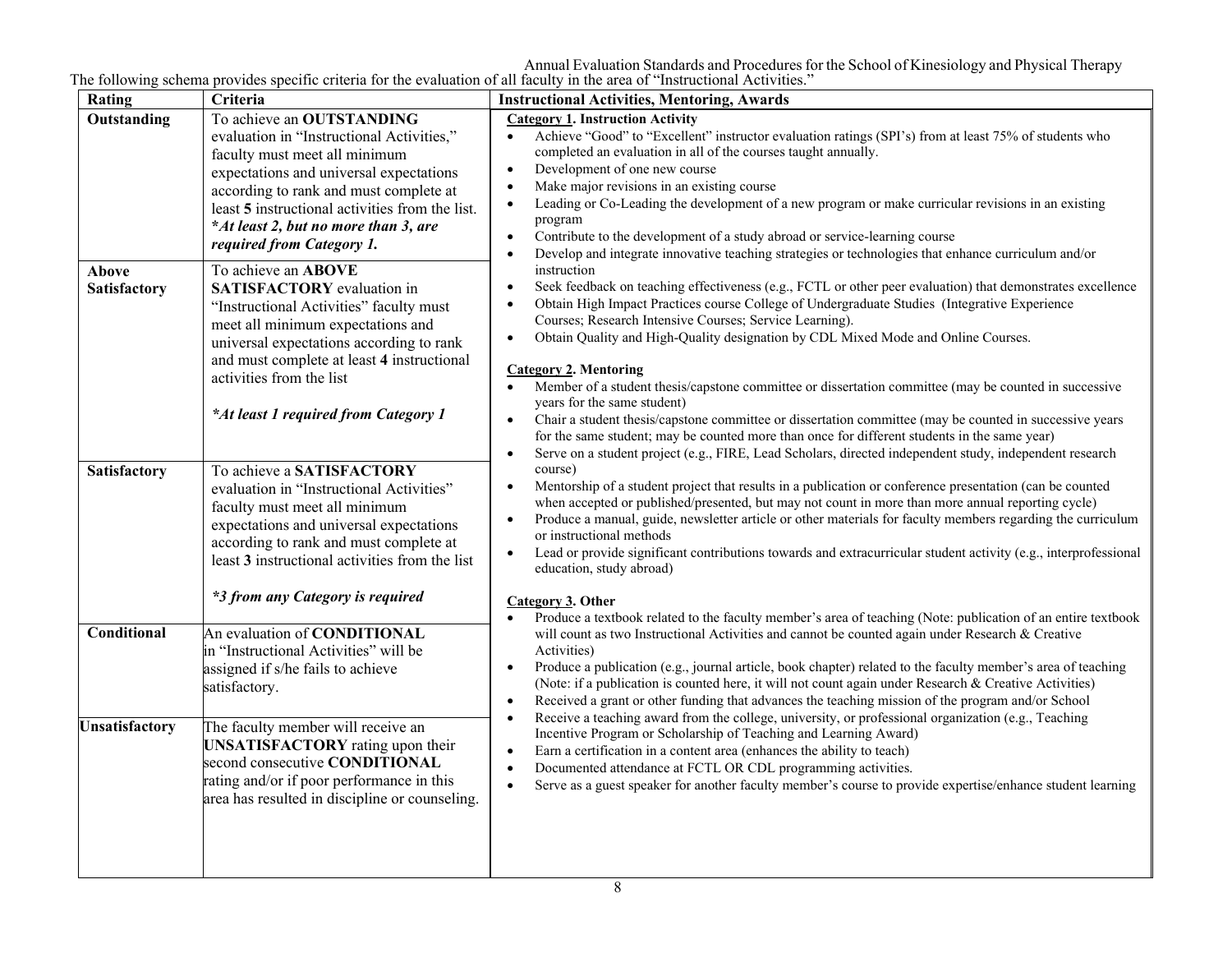The following schema provides specific criteria for the evaluation of all faculty in the area of "Instructional Activities."

| Rating | Criteria | Instructional Activities, Mentoring, Awards |
|---|---|---|
| **Outstanding** | To achieve an **OUTSTANDING** evaluation in "Instructional Activities," faculty must meet all minimum expectations and universal expectations according to rank and must complete at least **5** instructional activities from the list. ***At least 2, but no more than 3, are required from Category 1.*** | **Category 1. Instruction Activity**<br>• Achieve "Good" to "Excellent" instructor evaluation ratings (SPI's) from at least 75% of students who completed an evaluation in all of the courses taught annually.<br>• Development of one new course<br>• Make major revisions in an existing course<br>• Leading or Co-Leading the development of a new program or make curricular revisions in an existing program<br>• Contribute to the development of a study abroad or service-learning course<br>• Develop and integrate innovative teaching strategies or technologies that enhance curriculum and/or instruction<br>• Seek feedback on teaching effectiveness (e.g., FCTL or other peer evaluation) that demonstrates excellence<br>• Obtain High Impact Practices course College of Undergraduate Studies (Integrative Experience Courses; Research Intensive Courses; Service Learning).<br>• Obtain Quality and High-Quality designation by CDL Mixed Mode and Online Courses.<br><br>**Category 2. Mentoring**<br>• Member of a student thesis/capstone committee or dissertation committee (may be counted in successive years for the same student)<br>• Chair a student thesis/capstone committee or dissertation committee (may be counted in successive years for the same student; may be counted more than once for different students in the same year)<br>• Serve on a student project (e.g., FIRE, Lead Scholars, directed independent study, independent research course)<br>• Mentorship of a student project that results in a publication or conference presentation (can be counted when accepted or published/presented, but may not count in more than more annual reporting cycle)<br>• Produce a manual, guide, newsletter article or other materials for faculty members regarding the curriculum or instructional methods<br>• Lead or provide significant contributions towards and extracurricular student activity (e.g., interprofessional education, study abroad)<br><br>**Category 3. Other**<br>• Produce a textbook related to the faculty member's area of teaching (Note: publication of an entire textbook will count as two Instructional Activities and cannot be counted again under Research & Creative Activities)<br>• Produce a publication (e.g., journal article, book chapter) related to the faculty member's area of teaching (Note: if a publication is counted here, it will not count again under Research & Creative Activities)<br>• Received a grant or other funding that advances the teaching mission of the program and/or School<br>• Receive a teaching award from the college, university, or professional organization (e.g., Teaching Incentive Program or Scholarship of Teaching and Learning Award)<br>• Earn a certification in a content area (enhances the ability to teach)<br>• Documented attendance at FCTL OR CDL programming activities.<br>• Serve as a guest speaker for another faculty member's course to provide expertise/enhance student learning |
| **Above Satisfactory** | To achieve an **ABOVE SATISFACTORY** evaluation in "Instructional Activities" faculty must meet all minimum expectations and universal expectations according to rank and must complete at least **4** instructional activities from the list<br><br>***At least 1 required from Category 1*** | |
| **Satisfactory** | To achieve a **SATISFACTORY** evaluation in "Instructional Activities" faculty must meet all minimum expectations and universal expectations according to rank and must complete at least **3** instructional activities from the list<br><br>***3 from any Category is required*** | |
| **Conditional** | An evaluation of **CONDITIONAL** in "Instructional Activities" will be assigned if s/he fails to achieve satisfactory. | |
| **Unsatisfactory** | The faculty member will receive an **UNSATISFACTORY** rating upon their second consecutive **CONDITIONAL** rating and/or if poor performance in this area has resulted in discipline or counseling. | |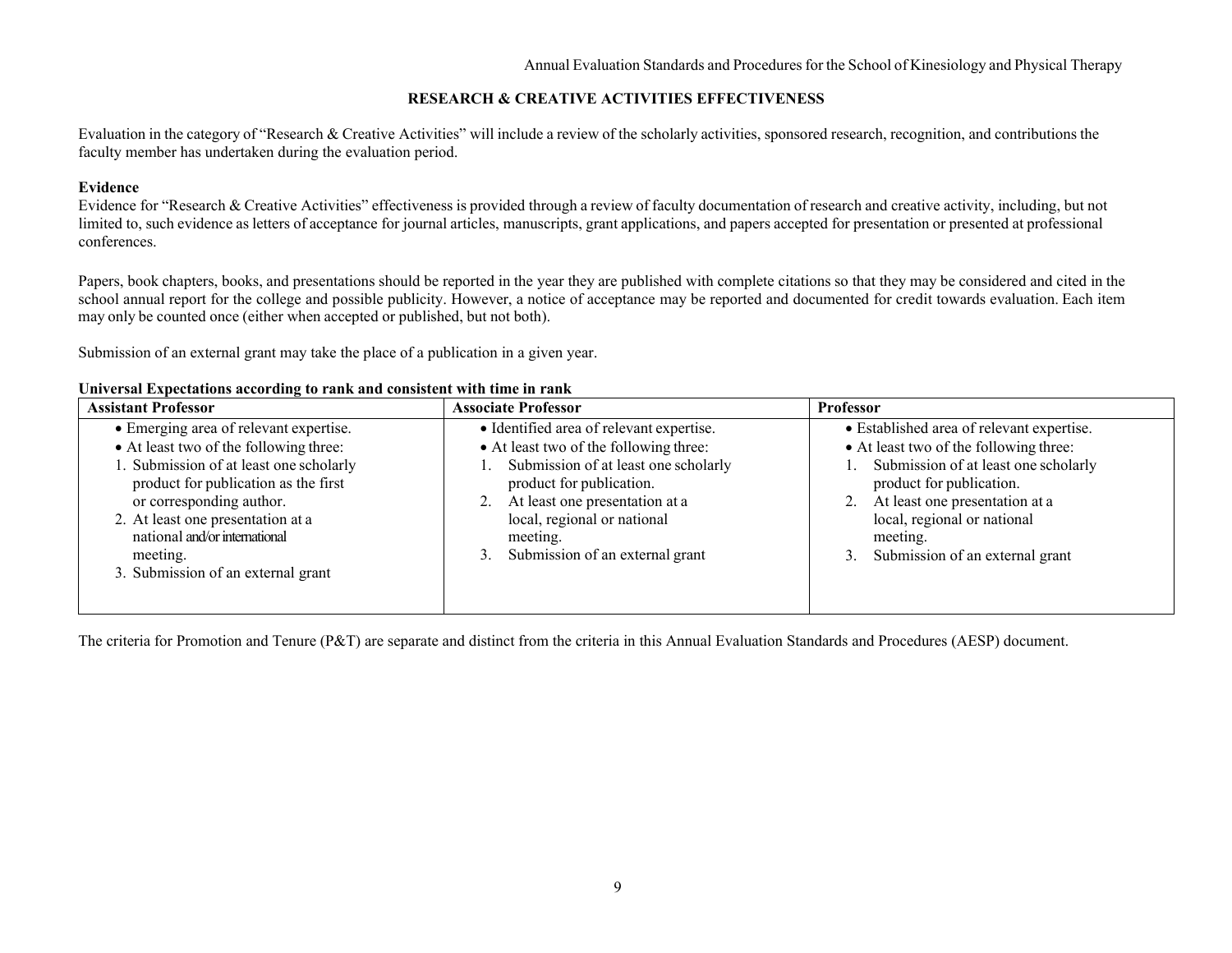## RESEARCH & CREATIVE ACTIVITIES EFFECTIVENESS

Evaluation in the category of "Research & Creative Activities" will include a review of the scholarly activities, sponsored research, recognition, and contributions the faculty member has undertaken during the evaluation period.

**Evidence**

Evidence for "Research & Creative Activities" effectiveness is provided through a review of faculty documentation of research and creative activity, including, but not limited to, such evidence as letters of acceptance for journal articles, manuscripts, grant applications, and papers accepted for presentation or presented at professional conferences.

Papers, book chapters, books, and presentations should be reported in the year they are published with complete citations so that they may be considered and cited in the school annual report for the college and possible publicity. However, a notice of acceptance may be reported and documented for credit towards evaluation. Each item may only be counted once (either when accepted or published, but not both).

Submission of an external grant may take the place of a publication in a given year.

**Universal Expectations according to rank and consistent with time in rank**

| Assistant Professor | Associate Professor | Professor |
|---|---|---|
| • Emerging area of relevant expertise.<br>• At least two of the following three:<br>1. Submission of at least one scholarly product for publication as the first or corresponding author.<br>2. At least one presentation at a national and/or international meeting.<br>3. Submission of an external grant | • Identified area of relevant expertise.<br>• At least two of the following three:<br>1. Submission of at least one scholarly product for publication.<br>2. At least one presentation at a local, regional or national meeting.<br>3. Submission of an external grant | • Established area of relevant expertise.<br>• At least two of the following three:<br>1. Submission of at least one scholarly product for publication.<br>2. At least one presentation at a local, regional or national meeting.<br>3. Submission of an external grant |

The criteria for Promotion and Tenure (P&T) are separate and distinct from the criteria in this Annual Evaluation Standards and Procedures (AESP) document.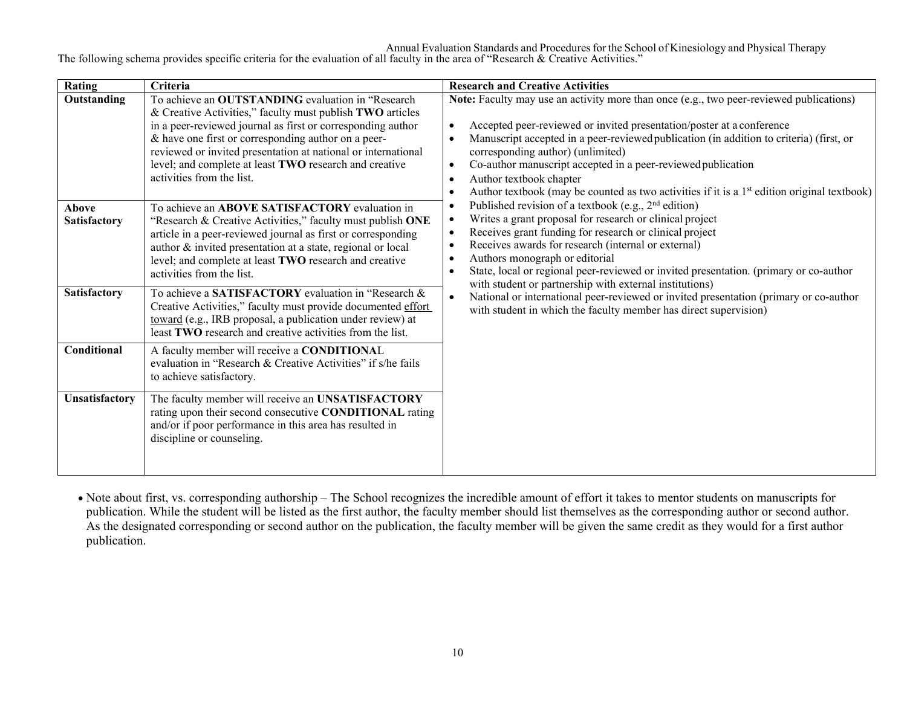The following schema provides specific criteria for the evaluation of all faculty in the area of "Research & Creative Activities."

| Rating | Criteria | Research and Creative Activities |
| --- | --- | --- |
| **Outstanding** | To achieve an **OUTSTANDING** evaluation in "Research & Creative Activities," faculty must publish **TWO** articles in a peer-reviewed journal as first or corresponding author & have one first or corresponding author on a peer-reviewed or invited presentation at national or international level; and complete at least **TWO** research and creative activities from the list. | **Note:** Faculty may use an activity more than once (e.g., two peer-reviewed publications)<br><br>• Accepted peer-reviewed or invited presentation/poster at a conference<br>• Manuscript accepted in a peer-reviewed publication (in addition to criteria) (first, or corresponding author) (unlimited)<br>• Co-author manuscript accepted in a peer-reviewed publication<br>• Author textbook chapter<br>• Author textbook (may be counted as two activities if it is a 1st edition original textbook)<br>• Published revision of a textbook (e.g., 2nd edition)<br>• Writes a grant proposal for research or clinical project<br>• Receives grant funding for research or clinical project<br>• Receives awards for research (internal or external)<br>• Authors monograph or editorial<br>• State, local or regional peer-reviewed or invited presentation. (primary or co-author with student or partnership with external institutions)<br>• National or international peer-reviewed or invited presentation (primary or co-author with student in which the faculty member has direct supervision) |
| **Above Satisfactory** | To achieve an **ABOVE SATISFACTORY** evaluation in "Research & Creative Activities," faculty must publish **ONE** article in a peer-reviewed journal as first or corresponding author & invited presentation at a state, regional or local level; and complete at least **TWO** research and creative activities from the list. | |
| **Satisfactory** | To achieve a **SATISFACTORY** evaluation in "Research & Creative Activities," faculty must provide documented effort toward (e.g., IRB proposal, a publication under review) at least **TWO** research and creative activities from the list. | |
| **Conditional** | A faculty member will receive a **CONDITIONAL** evaluation in "Research & Creative Activities" if s/he fails to achieve satisfactory. | |
| **Unsatisfactory** | The faculty member will receive an **UNSATISFACTORY** rating upon their second consecutive **CONDITIONAL** rating and/or if poor performance in this area has resulted in discipline or counseling. | |

- Note about first, vs. corresponding authorship – The School recognizes the incredible amount of effort it takes to mentor students on manuscripts for publication. While the student will be listed as the first author, the faculty member should list themselves as the corresponding author or second author. As the designated corresponding or second author on the publication, the faculty member will be given the same credit as they would for a first author publication.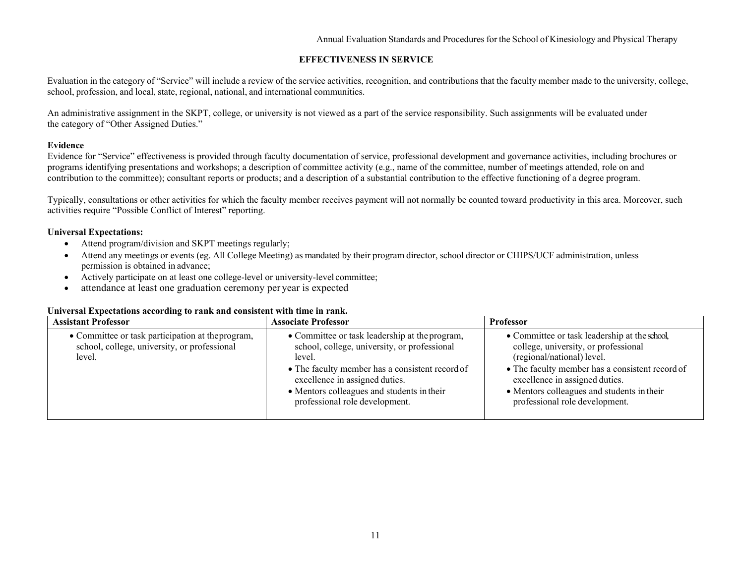## EFFECTIVENESS IN SERVICE

Evaluation in the category of "Service" will include a review of the service activities, recognition, and contributions that the faculty member made to the university, college, school, profession, and local, state, regional, national, and international communities.

An administrative assignment in the SKPT, college, or university is not viewed as a part of the service responsibility. Such assignments will be evaluated under the category of "Other Assigned Duties."

**Evidence**

Evidence for "Service" effectiveness is provided through faculty documentation of service, professional development and governance activities, including brochures or programs identifying presentations and workshops; a description of committee activity (e.g., name of the committee, number of meetings attended, role on and contribution to the committee); consultant reports or products; and a description of a substantial contribution to the effective functioning of a degree program.

Typically, consultations or other activities for which the faculty member receives payment will not normally be counted toward productivity in this area. Moreover, such activities require "Possible Conflict of Interest" reporting.

**Universal Expectations:**

- Attend program/division and SKPT meetings regularly;
- Attend any meetings or events (eg. All College Meeting) as mandated by their program director, school director or CHIPS/UCF administration, unless permission is obtained in advance;
- Actively participate on at least one college-level or university-level committee;
- attendance at least one graduation ceremony per year is expected

**Universal Expectations according to rank and consistent with time in rank.**

| Assistant Professor | Associate Professor | Professor |
|---|---|---|
| • Committee or task participation at the program, school, college, university, or professional level. | • Committee or task leadership at the program, school, college, university, or professional level.<br>• The faculty member has a consistent record of excellence in assigned duties.<br>• Mentors colleagues and students in their professional role development. | • Committee or task leadership at the school, college, university, or professional (regional/national) level.<br>• The faculty member has a consistent record of excellence in assigned duties.<br>• Mentors colleagues and students in their professional role development. |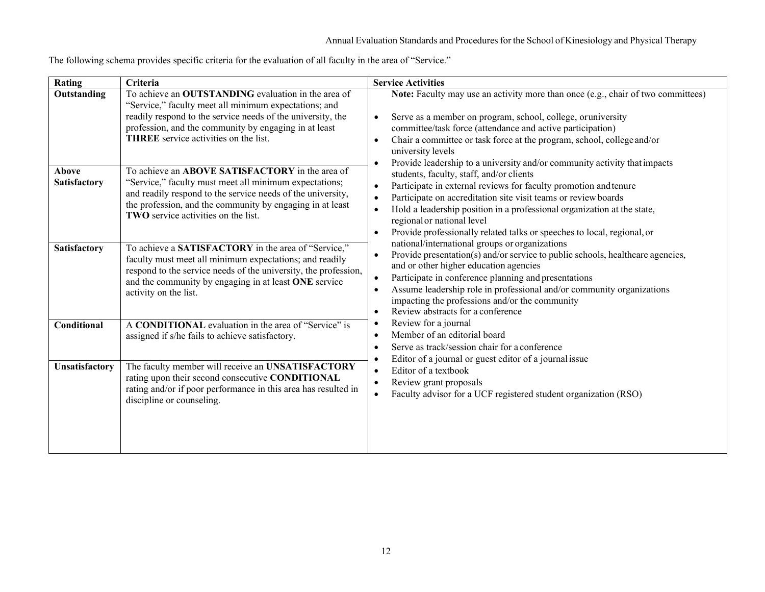The following schema provides specific criteria for the evaluation of all faculty in the area of "Service."

| Rating | Criteria | Service Activities |
|---|---|---|
| **Outstanding** | To achieve an **OUTSTANDING** evaluation in the area of "Service," faculty meet all minimum expectations; and readily respond to the service needs of the university, the profession, and the community by engaging in at least **THREE** service activities on the list. | **Note:** Faculty may use an activity more than once (e.g., chair of two committees)<br>• Serve as a member on program, school, college, or university committee/task force (attendance and active participation)<br>• Chair a committee or task force at the program, school, college and/or university levels<br>• Provide leadership to a university and/or community activity that impacts students, faculty, staff, and/or clients<br>• Participate in external reviews for faculty promotion and tenure<br>• Participate on accreditation site visit teams or review boards<br>• Hold a leadership position in a professional organization at the state, regional or national level<br>• Provide professionally related talks or speeches to local, regional, or national/international groups or organizations<br>• Provide presentation(s) and/or service to public schools, healthcare agencies, and or other higher education agencies<br>• Participate in conference planning and presentations<br>• Assume leadership role in professional and/or community organizations impacting the professions and/or the community<br>• Review abstracts for a conference<br>• Review for a journal<br>• Member of an editorial board<br>• Serve as track/session chair for a conference<br>• Editor of a journal or guest editor of a journal issue<br>• Editor of a textbook<br>• Review grant proposals<br>• Faculty advisor for a UCF registered student organization (RSO) |
| **Above Satisfactory** | To achieve an **ABOVE SATISFACTORY** in the area of "Service," faculty must meet all minimum expectations; and readily respond to the service needs of the university, the profession, and the community by engaging in at least **TWO** service activities on the list. | |
| **Satisfactory** | To achieve a **SATISFACTORY** in the area of "Service," faculty must meet all minimum expectations; and readily respond to the service needs of the university, the profession, and the community by engaging in at least **ONE** service activity on the list. | |
| **Conditional** | A **CONDITIONAL** evaluation in the area of "Service" is assigned if s/he fails to achieve satisfactory. | |
| **Unsatisfactory** | The faculty member will receive an **UNSATISFACTORY** rating upon their second consecutive **CONDITIONAL** rating and/or if poor performance in this area has resulted in discipline or counseling. | |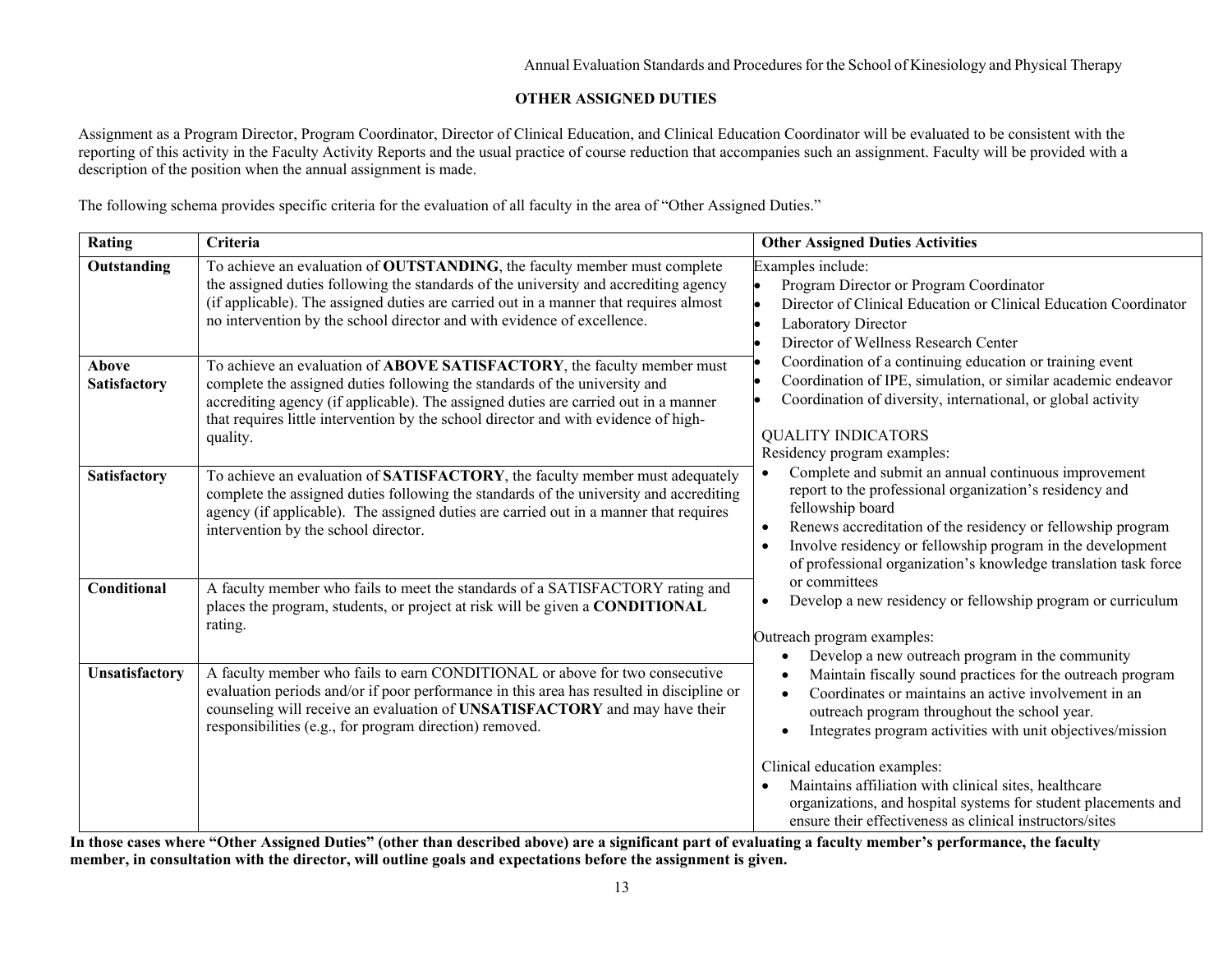## OTHER ASSIGNED DUTIES

Assignment as a Program Director, Program Coordinator, Director of Clinical Education, and Clinical Education Coordinator will be evaluated to be consistent with the reporting of this activity in the Faculty Activity Reports and the usual practice of course reduction that accompanies such an assignment. Faculty will be provided with a description of the position when the annual assignment is made.

The following schema provides specific criteria for the evaluation of all faculty in the area of "Other Assigned Duties."

| Rating | Criteria | Other Assigned Duties Activities |
|---|---|---|
| **Outstanding** | To achieve an evaluation of **OUTSTANDING**, the faculty member must complete the assigned duties following the standards of the university and accrediting agency (if applicable). The assigned duties are carried out in a manner that requires almost no intervention by the school director and with evidence of excellence. | Examples include:<br>• Program Director or Program Coordinator<br>• Director of Clinical Education or Clinical Education Coordinator<br>• Laboratory Director<br>• Director of Wellness Research Center<br>• Coordination of a continuing education or training event<br>• Coordination of IPE, simulation, or similar academic endeavor<br>• Coordination of diversity, international, or global activity<br><br>QUALITY INDICATORS<br>Residency program examples:<br>• Complete and submit an annual continuous improvement report to the professional organization's residency and fellowship board<br>• Renews accreditation of the residency or fellowship program<br>• Involve residency or fellowship program in the development of professional organization's knowledge translation task force or committees<br>• Develop a new residency or fellowship program or curriculum<br><br>Outreach program examples:<br>• Develop a new outreach program in the community<br>• Maintain fiscally sound practices for the outreach program<br>• Coordinates or maintains an active involvement in an outreach program throughout the school year.<br>• Integrates program activities with unit objectives/mission<br><br>Clinical education examples:<br>• Maintains affiliation with clinical sites, healthcare organizations, and hospital systems for student placements and ensure their effectiveness as clinical instructors/sites |
| **Above Satisfactory** | To achieve an evaluation of **ABOVE SATISFACTORY**, the faculty member must complete the assigned duties following the standards of the university and accrediting agency (if applicable). The assigned duties are carried out in a manner that requires little intervention by the school director and with evidence of high-quality. | |
| **Satisfactory** | To achieve an evaluation of **SATISFACTORY**, the faculty member must adequately complete the assigned duties following the standards of the university and accrediting agency (if applicable). The assigned duties are carried out in a manner that requires intervention by the school director. | |
| **Conditional** | A faculty member who fails to meet the standards of a SATISFACTORY rating and places the program, students, or project at risk will be given a **CONDITIONAL** rating. | |
| **Unsatisfactory** | A faculty member who fails to earn CONDITIONAL or above for two consecutive evaluation periods and/or if poor performance in this area has resulted in discipline or counseling will receive an evaluation of **UNSATISFACTORY** and may have their responsibilities (e.g., for program direction) removed. | |

**In those cases where "Other Assigned Duties" (other than described above) are a significant part of evaluating a faculty member's performance, the faculty member, in consultation with the director, will outline goals and expectations before the assignment is given.**